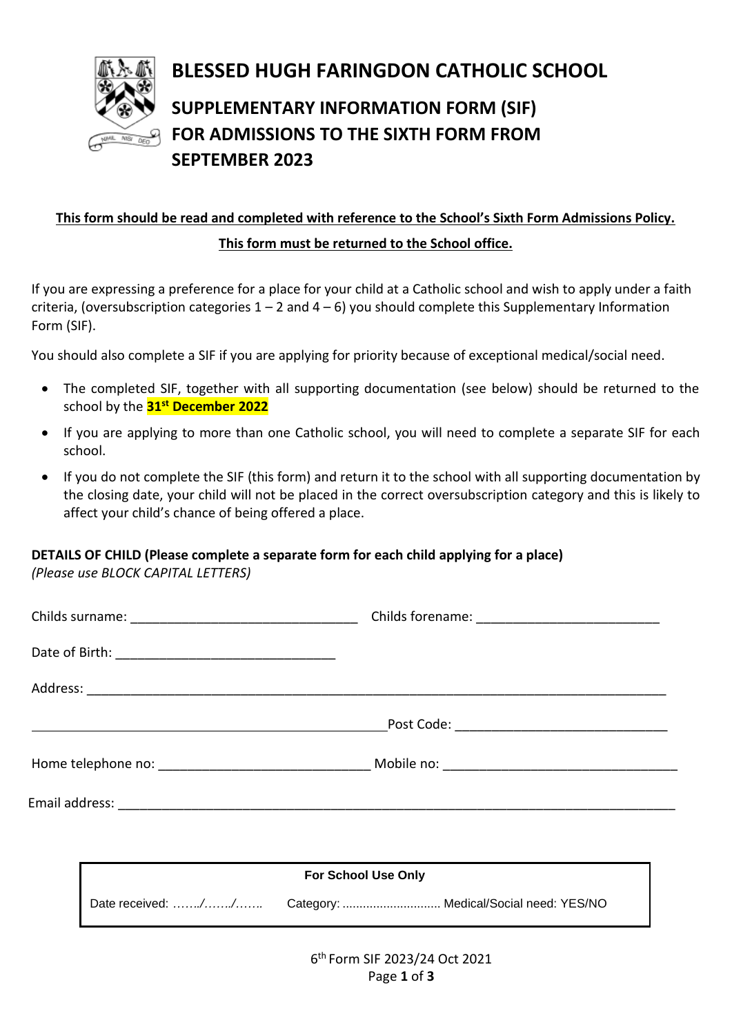# BLESSED HUGH FARINGDON CATHOLIC SCHOOL

## SUPPLEMENTARY INFORMATION FORM (SIF) FOR ADMISSIONS TO THE SIXTH FORM FROM SEPTEMBER 2023

**This form should be read and completed with reference to the School's Sixth Form Admissions Policy.**

**This form must be returned to the School office.**

If you are expressing a preference for a place for your child at a Catholic school and wish to apply under a faith criteria, (oversubscription categories 1 – 2 and 4 – 6) you should complete this Supplementary Information Form (SIF).

You should also complete a SIF if you are applying for priority because of exceptional medical/social need.

- The completed SIF, together with all supporting documentation (see below) should be returned to the school by the **31st December 2022**
- If you are applying to more than one Catholic school, you will need to complete a separate SIF for each school.
- If you do not complete the SIF (this form) and return it to the school with all supporting documentation by the closing date, your child will not be placed in the correct oversubscription category and this is likely to affect your child's chance of being offered a place.

**DETAILS OF CHILD (Please complete a separate form for each child applying for a place)**
*(Please use BLOCK CAPITAL LETTERS)*

Childs surname: _______________________________ Childs forename: _________________________

Date of Birth: ______________________________

Address: ________________________________________________________________________________

________________________________________________ Post Code: _____________________________

Home telephone no: ____________________________ Mobile no: ________________________________

Email address: ___________________________________________________________________________

| For School Use Only | | |
|---|---|---|
| Date received: ……./……./……. | Category: ............................ | Medical/Social need: YES/NO |

6th Form SIF 2023/24 Oct 2021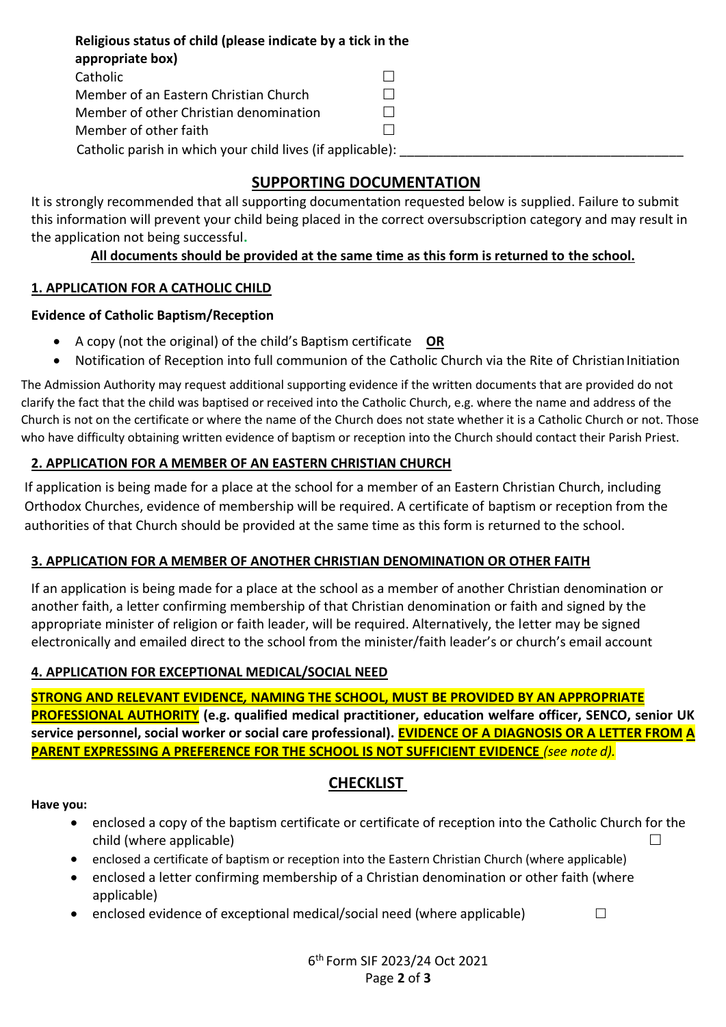**Religious status of child (please indicate by a tick in the appropriate box)**

- Catholic ☐
- Member of an Eastern Christian Church ☐
- Member of other Christian denomination ☐
- Member of other faith ☐

Catholic parish in which your child lives (if applicable): ______________________________________

## SUPPORTING DOCUMENTATION

It is strongly recommended that all supporting documentation requested below is supplied. Failure to submit this information will prevent your child being placed in the correct oversubscription category and may result in the application not being successful.

**All documents should be provided at the same time as this form is returned to the school.**

### 1. APPLICATION FOR A CATHOLIC CHILD

**Evidence of Catholic Baptism/Reception**

- A copy (not the original) of the child's Baptism certificate **OR**
- Notification of Reception into full communion of the Catholic Church via the Rite of Christian Initiation

The Admission Authority may request additional supporting evidence if the written documents that are provided do not clarify the fact that the child was baptised or received into the Catholic Church, e.g. where the name and address of the Church is not on the certificate or where the name of the Church does not state whether it is a Catholic Church or not. Those who have difficulty obtaining written evidence of baptism or reception into the Church should contact their Parish Priest.

### 2. APPLICATION FOR A MEMBER OF AN EASTERN CHRISTIAN CHURCH

If application is being made for a place at the school for a member of an Eastern Christian Church, including Orthodox Churches, evidence of membership will be required. A certificate of baptism or reception from the authorities of that Church should be provided at the same time as this form is returned to the school.

### 3. APPLICATION FOR A MEMBER OF ANOTHER CHRISTIAN DENOMINATION OR OTHER FAITH

If an application is being made for a place at the school as a member of another Christian denomination or another faith, a letter confirming membership of that Christian denomination or faith and signed by the appropriate minister of religion or faith leader, will be required. Alternatively, the letter may be signed electronically and emailed direct to the school from the minister/faith leader's or church's email account

### 4. APPLICATION FOR EXCEPTIONAL MEDICAL/SOCIAL NEED

**STRONG AND RELEVANT EVIDENCE, NAMING THE SCHOOL, MUST BE PROVIDED BY AN APPROPRIATE PROFESSIONAL AUTHORITY (e.g. qualified medical practitioner, education welfare officer, SENCO, senior UK service personnel, social worker or social care professional). EVIDENCE OF A DIAGNOSIS OR A LETTER FROM A PARENT EXPRESSING A PREFERENCE FOR THE SCHOOL IS NOT SUFFICIENT EVIDENCE** *(see note d).*

## CHECKLIST

**Have you:**

- enclosed a copy of the baptism certificate or certificate of reception into the Catholic Church for the child (where applicable) ☐
- enclosed a certificate of baptism or reception into the Eastern Christian Church (where applicable)
- enclosed a letter confirming membership of a Christian denomination or other faith (where applicable)
- enclosed evidence of exceptional medical/social need (where applicable) ☐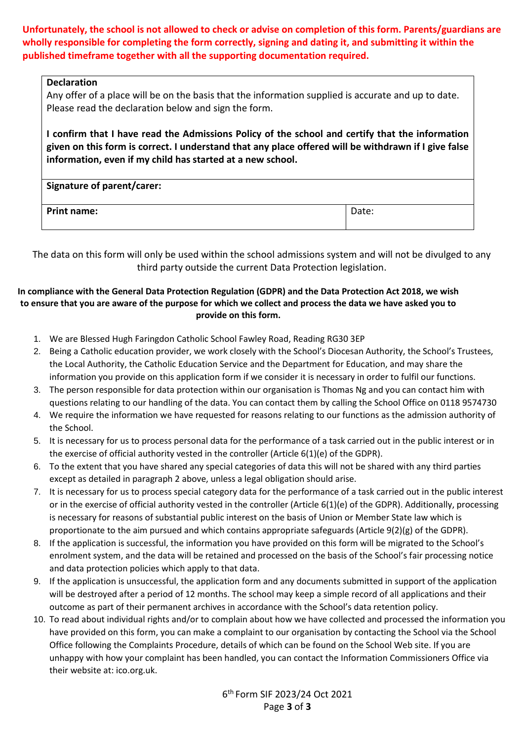**Unfortunately, the school is not allowed to check or advise on completion of this form. Parents/guardians are wholly responsible for completing the form correctly, signing and dating it, and submitting it within the published timeframe together with all the supporting documentation required.**

| | |
|---|---|
| **Declaration**<br>Any offer of a place will be on the basis that the information supplied is accurate and up to date. Please read the declaration below and sign the form.<br><br>**I confirm that I have read the Admissions Policy of the school and certify that the information given on this form is correct. I understand that any place offered will be withdrawn if I give false information, even if my child has started at a new school.** | |
| **Signature of parent/carer:** | |
| **Print name:** | Date: |

The data on this form will only be used within the school admissions system and will not be divulged to any third party outside the current Data Protection legislation.

**In compliance with the General Data Protection Regulation (GDPR) and the Data Protection Act 2018, we wish to ensure that you are aware of the purpose for which we collect and process the data we have asked you to provide on this form.**

1. We are Blessed Hugh Faringdon Catholic School Fawley Road, Reading RG30 3EP
2. Being a Catholic education provider, we work closely with the School's Diocesan Authority, the School's Trustees, the Local Authority, the Catholic Education Service and the Department for Education, and may share the information you provide on this application form if we consider it is necessary in order to fulfil our functions.
3. The person responsible for data protection within our organisation is Thomas Ng and you can contact him with questions relating to our handling of the data. You can contact them by calling the School Office on 0118 9574730
4. We require the information we have requested for reasons relating to our functions as the admission authority of the School.
5. It is necessary for us to process personal data for the performance of a task carried out in the public interest or in the exercise of official authority vested in the controller (Article 6(1)(e) of the GDPR).
6. To the extent that you have shared any special categories of data this will not be shared with any third parties except as detailed in paragraph 2 above, unless a legal obligation should arise.
7. It is necessary for us to process special category data for the performance of a task carried out in the public interest or in the exercise of official authority vested in the controller (Article 6(1)(e) of the GDPR). Additionally, processing is necessary for reasons of substantial public interest on the basis of Union or Member State law which is proportionate to the aim pursued and which contains appropriate safeguards (Article 9(2)(g) of the GDPR).
8. If the application is successful, the information you have provided on this form will be migrated to the School's enrolment system, and the data will be retained and processed on the basis of the School's fair processing notice and data protection policies which apply to that data.
9. If the application is unsuccessful, the application form and any documents submitted in support of the application will be destroyed after a period of 12 months. The school may keep a simple record of all applications and their outcome as part of their permanent archives in accordance with the School's data retention policy.
10. To read about individual rights and/or to complain about how we have collected and processed the information you have provided on this form, you can make a complaint to our organisation by contacting the School via the School Office following the Complaints Procedure, details of which can be found on the School Web site. If you are unhappy with how your complaint has been handled, you can contact the Information Commissioners Office via their website at: ico.org.uk.

6th Form SIF 2023/24 Oct 2021